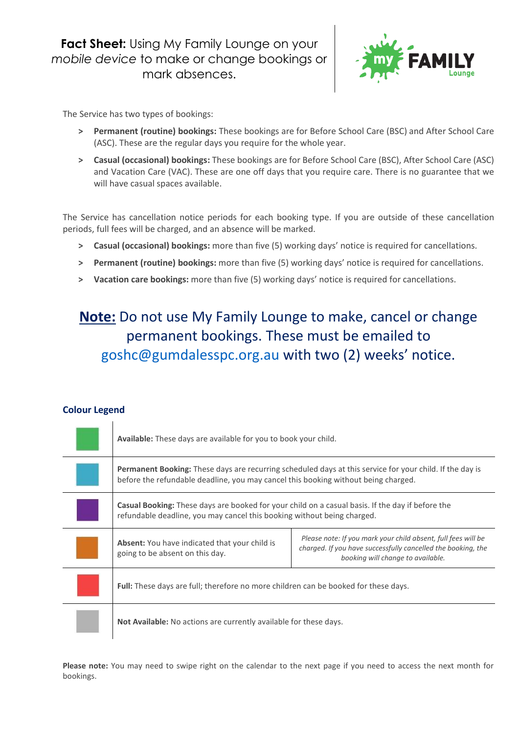# **Fact Sheet:** Using My Family Lounge on your *mobile device* to make or change bookings or mark absences.

The Service has two types of bookings:

> **Permanent (routine) bookings:** These bookings are for Before School Care (BSC) and After School Care (ASC). These are the regular days you require for the whole year.

> **Casual (occasional) bookings:** These bookings are for Before School Care (BSC), After School Care (ASC) and Vacation Care (VAC). These are one off days that you require care. There is no guarantee that we will have casual spaces available.

The Service has cancellation notice periods for each booking type. If you are outside of these cancellation periods, full fees will be charged, and an absence will be marked.

> **Casual (occasional) bookings:** more than five (5) working days' notice is required for cancellations.

> **Permanent (routine) bookings:** more than five (5) working days' notice is required for cancellations.

> **Vacation care bookings:** more than five (5) working days' notice is required for cancellations.

## **Note:** Do not use My Family Lounge to make, cancel or change permanent bookings. These must be emailed to goshc@gumdalesspc.org.au with two (2) weeks' notice.

### Colour Legend

| Colour | Description | |
|---|---|---|
| Green | **Available:** These days are available for you to book your child. | |
| Blue | **Permanent Booking:** These days are recurring scheduled days at this service for your child. If the day is before the refundable deadline, you may cancel this booking without being charged. | |
| Purple | **Casual Booking:** These days are booked for your child on a casual basis. If the day if before the refundable deadline, you may cancel this booking without being charged. | |
| Orange | **Absent:** You have indicated that your child is going to be absent on this day. | *Please note: If you mark your child absent, full fees will be charged. If you have successfully cancelled the booking, the booking will change to available.* |
| Red | **Full:** These days are full; therefore no more children can be booked for these days. | |
| Grey | **Not Available:** No actions are currently available for these days. | |

**Please note:** You may need to swipe right on the calendar to the next page if you need to access the next month for bookings.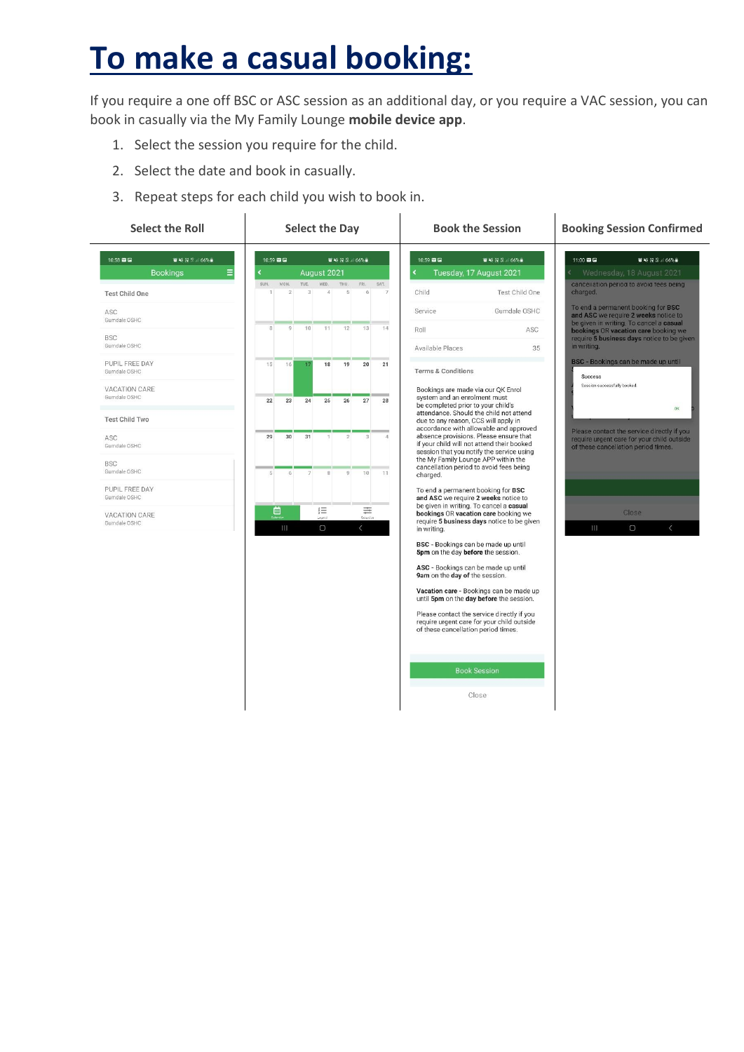# To make a casual booking:

If you require a one off BSC or ASC session as an additional day, or you require a VAC session, you can book in casually via the My Family Lounge **mobile device app**.

1. Select the session you require for the child.
2. Select the date and book in casually.
3. Repeat steps for each child you wish to book in.

| Select the Roll | Select the Day | Book the Session | Booking Session Confirmed |
|---|---|---|---|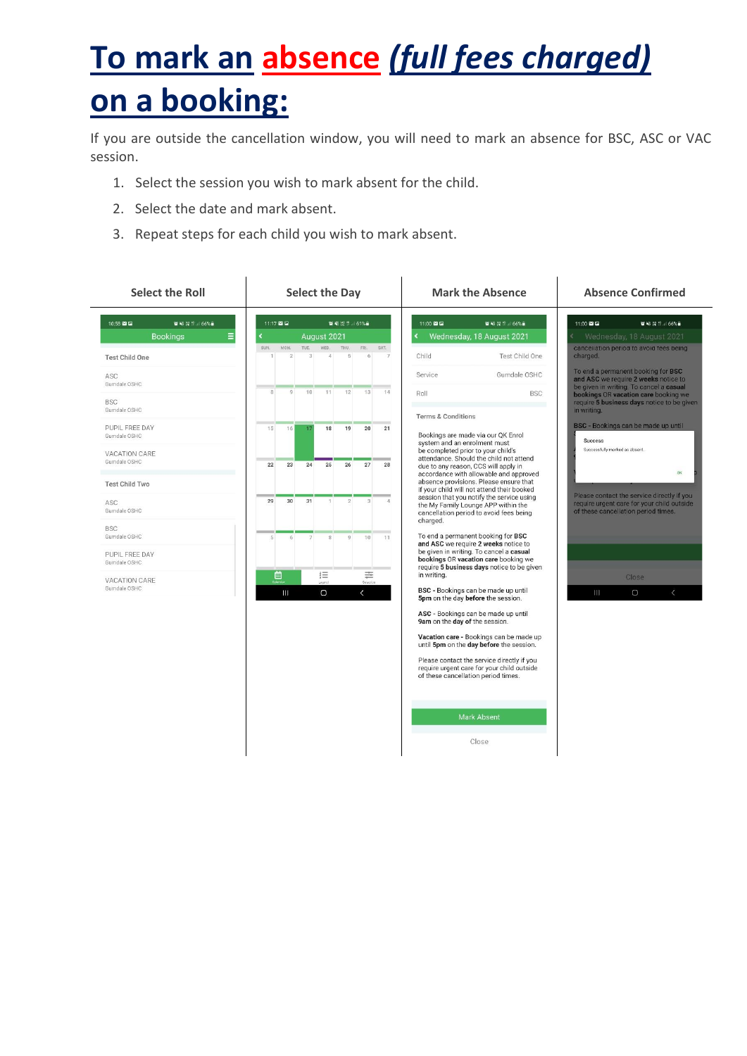# To mark an absence *(full fees charged)* on a booking:

If you are outside the cancellation window, you will need to mark an absence for BSC, ASC or VAC session.

1. Select the session you wish to mark absent for the child.
2. Select the date and mark absent.
3. Repeat steps for each child you wish to mark absent.

| Select the Roll | Select the Day | Mark the Absence | Absence Confirmed |
|---|---|---|---|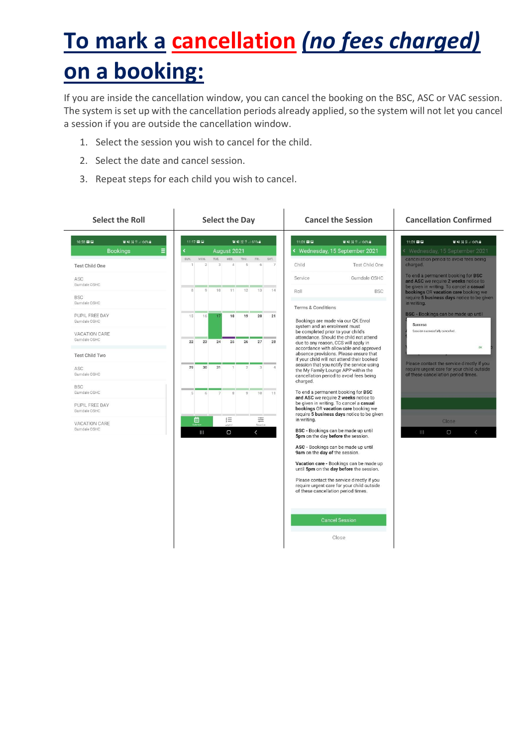# To mark a cancellation *(no fees charged)* on a booking:

If you are inside the cancellation window, you can cancel the booking on the BSC, ASC or VAC session. The system is set up with the cancellation periods already applied, so the system will not let you cancel a session if you are outside the cancellation window.

1. Select the session you wish to cancel for the child.
2. Select the date and cancel session.
3. Repeat steps for each child you wish to cancel.

| Select the Roll | Select the Day | Cancel the Session | Cancellation Confirmed |
|---|---|---|---|